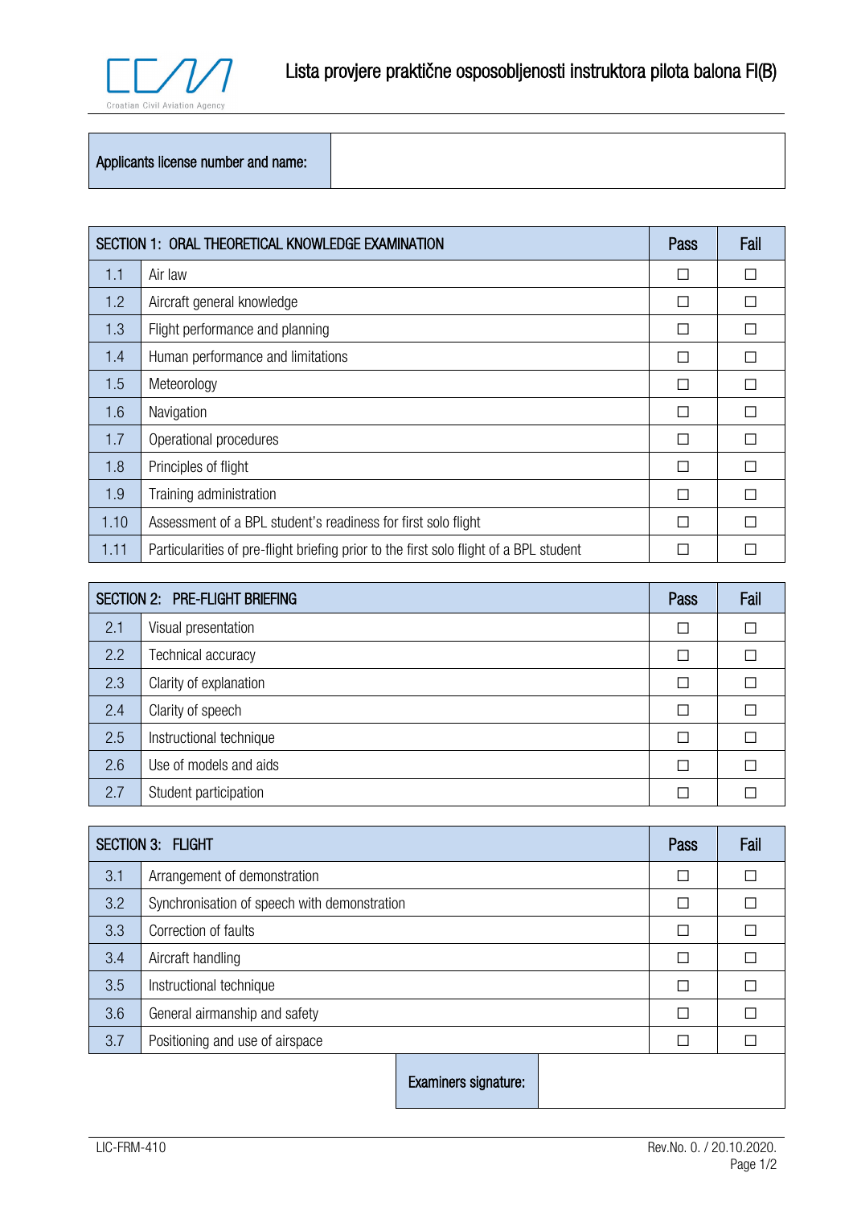# Lista provjere praktične osposobljenosti instruktora pilota balona FI(B)

| Applicants license number and name: | |
|---|---|

| SECTION 1: ORAL THEORETICAL KNOWLEDGE EXAMINATION | | Pass | Fail |
|---|---|---|---|
| 1.1 | Air law | ☐ | ☐ |
| 1.2 | Aircraft general knowledge | ☐ | ☐ |
| 1.3 | Flight performance and planning | ☐ | ☐ |
| 1.4 | Human performance and limitations | ☐ | ☐ |
| 1.5 | Meteorology | ☐ | ☐ |
| 1.6 | Navigation | ☐ | ☐ |
| 1.7 | Operational procedures | ☐ | ☐ |
| 1.8 | Principles of flight | ☐ | ☐ |
| 1.9 | Training administration | ☐ | ☐ |
| 1.10 | Assessment of a BPL student's readiness for first solo flight | ☐ | ☐ |
| 1.11 | Particularities of pre-flight briefing prior to the first solo flight of a BPL student | ☐ | ☐ |

| SECTION 2: PRE-FLIGHT BRIEFING | | Pass | Fail |
|---|---|---|---|
| 2.1 | Visual presentation | ☐ | ☐ |
| 2.2 | Technical accuracy | ☐ | ☐ |
| 2.3 | Clarity of explanation | ☐ | ☐ |
| 2.4 | Clarity of speech | ☐ | ☐ |
| 2.5 | Instructional technique | ☐ | ☐ |
| 2.6 | Use of models and aids | ☐ | ☐ |
| 2.7 | Student participation | ☐ | ☐ |

| SECTION 3: FLIGHT | | Pass | Fail |
|---|---|---|---|
| 3.1 | Arrangement of demonstration | ☐ | ☐ |
| 3.2 | Synchronisation of speech with demonstration | ☐ | ☐ |
| 3.3 | Correction of faults | ☐ | ☐ |
| 3.4 | Aircraft handling | ☐ | ☐ |
| 3.5 | Instructional technique | ☐ | ☐ |
| 3.6 | General airmanship and safety | ☐ | ☐ |
| 3.7 | Positioning and use of airspace | ☐ | ☐ |

| Examiners signature: | |
|---|---|

LIC-FRM-410 Rev.No. 0. / 20.10.2020.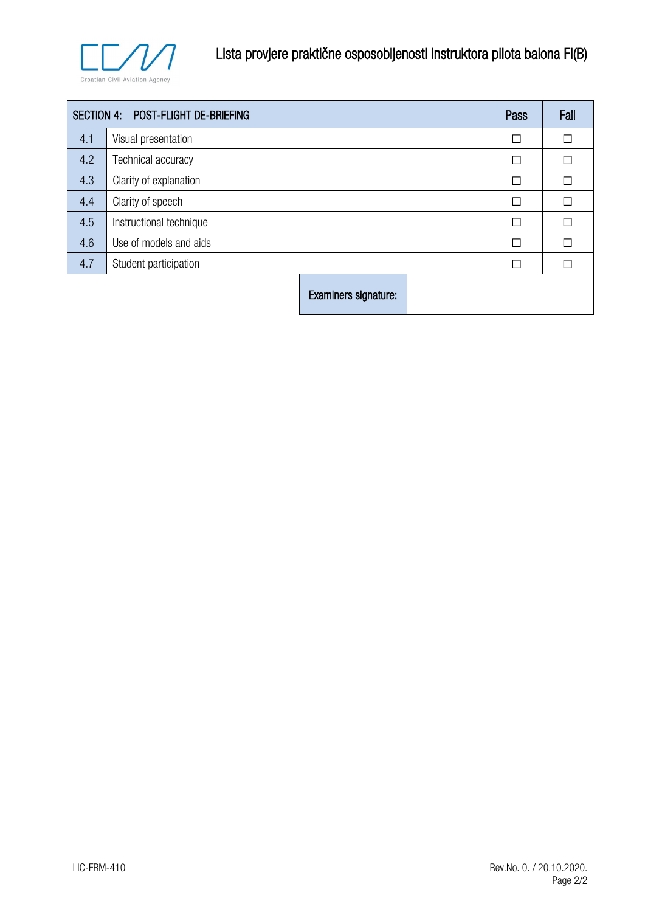| SECTION 4: | POST-FLIGHT DE-BRIEFING | Pass | Fail |
|---|---|---|---|
| 4.1 | Visual presentation | ☐ | ☐ |
| 4.2 | Technical accuracy | ☐ | ☐ |
| 4.3 | Clarity of explanation | ☐ | ☐ |
| 4.4 | Clarity of speech | ☐ | ☐ |
| 4.5 | Instructional technique | ☐ | ☐ |
| 4.6 | Use of models and aids | ☐ | ☐ |
| 4.7 | Student participation | ☐ | ☐ |

| | |
|---|---|
| Examiners signature: | |